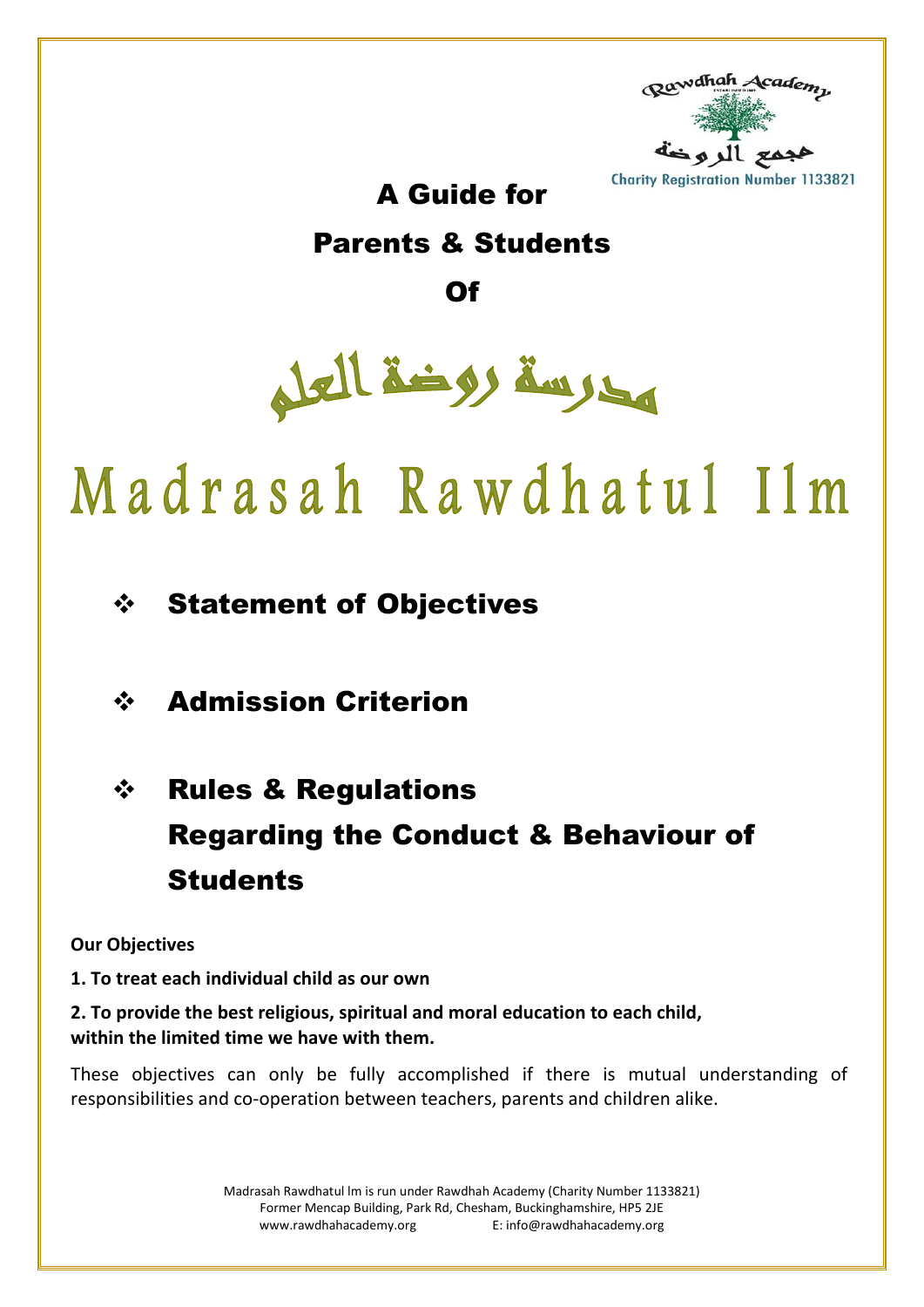Rawdhah Academy

مجمع الروضة

Charity Registration Number 1133821

# A Guide for Parents & Students Of

# مدرسة روضة العلم

# Madrasah Rawdhatul Ilm

- **Statement of Objectives**
- **Admission Criterion**
- **Rules & Regulations Regarding the Conduct & Behaviour of Students**

**Our Objectives**

**1. To treat each individual child as our own**

**2. To provide the best religious, spiritual and moral education to each child, within the limited time we have with them.**

These objectives can only be fully accomplished if there is mutual understanding of responsibilities and co-operation between teachers, parents and children alike.

Madrasah Rawdhatul lm is run under Rawdhah Academy (Charity Number 1133821)
Former Mencap Building, Park Rd, Chesham, Buckinghamshire, HP5 2JE
www.rawdhahacademy.org E: info@rawdhahacademy.org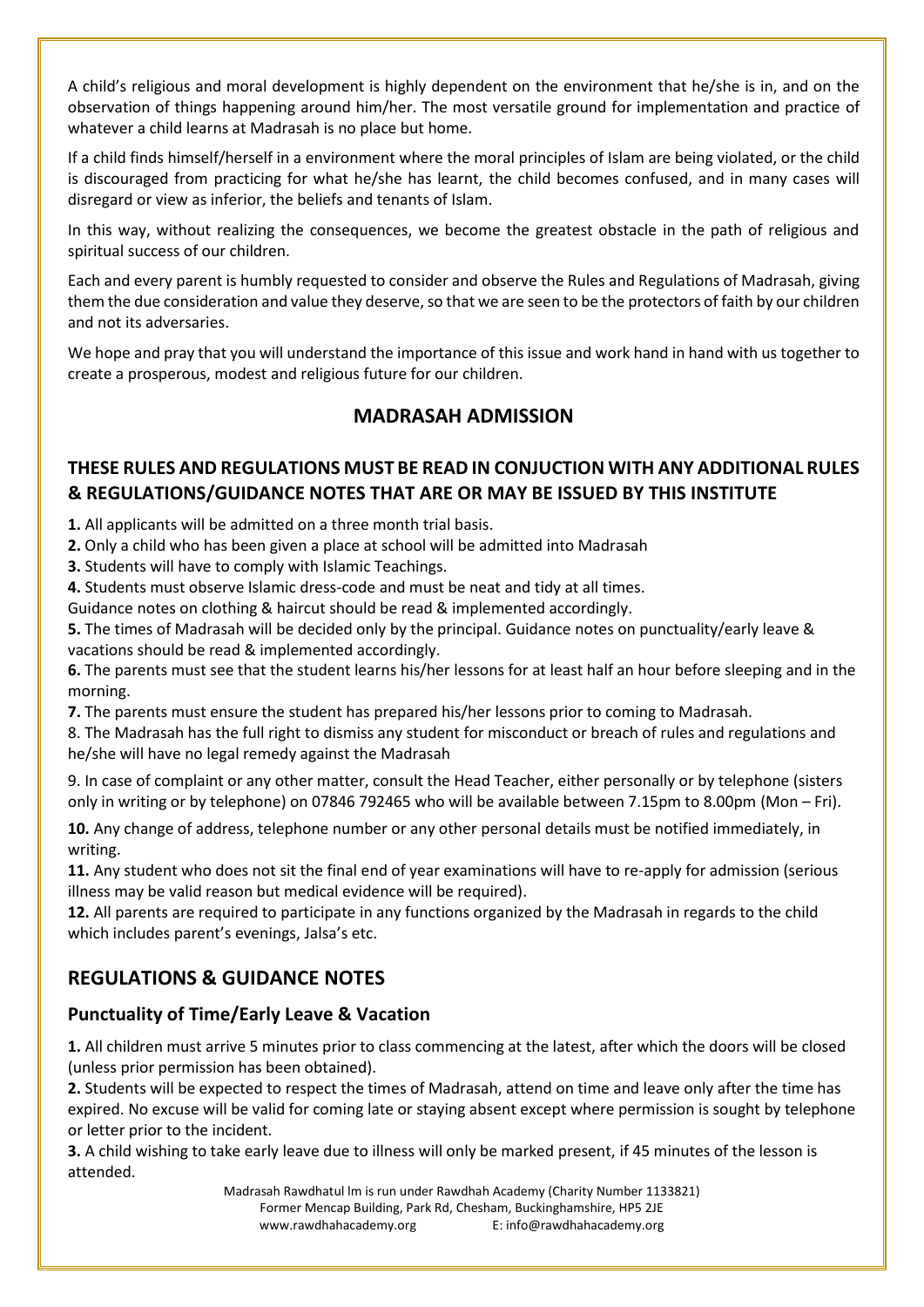A child's religious and moral development is highly dependent on the environment that he/she is in, and on the observation of things happening around him/her. The most versatile ground for implementation and practice of whatever a child learns at Madrasah is no place but home.

If a child finds himself/herself in a environment where the moral principles of Islam are being violated, or the child is discouraged from practicing for what he/she has learnt, the child becomes confused, and in many cases will disregard or view as inferior, the beliefs and tenants of Islam.

In this way, without realizing the consequences, we become the greatest obstacle in the path of religious and spiritual success of our children.

Each and every parent is humbly requested to consider and observe the Rules and Regulations of Madrasah, giving them the due consideration and value they deserve, so that we are seen to be the protectors of faith by our children and not its adversaries.

We hope and pray that you will understand the importance of this issue and work hand in hand with us together to create a prosperous, modest and religious future for our children.

## MADRASAH ADMISSION

### THESE RULES AND REGULATIONS MUST BE READ IN CONJUCTION WITH ANY ADDITIONAL RULES & REGULATIONS/GUIDANCE NOTES THAT ARE OR MAY BE ISSUED BY THIS INSTITUTE

**1.** All applicants will be admitted on a three month trial basis.

**2.** Only a child who has been given a place at school will be admitted into Madrasah

**3.** Students will have to comply with Islamic Teachings.

**4.** Students must observe Islamic dress-code and must be neat and tidy at all times.
Guidance notes on clothing & haircut should be read & implemented accordingly.

**5.** The times of Madrasah will be decided only by the principal. Guidance notes on punctuality/early leave & vacations should be read & implemented accordingly.

**6.** The parents must see that the student learns his/her lessons for at least half an hour before sleeping and in the morning.

**7.** The parents must ensure the student has prepared his/her lessons prior to coming to Madrasah.

8. The Madrasah has the full right to dismiss any student for misconduct or breach of rules and regulations and he/she will have no legal remedy against the Madrasah

9. In case of complaint or any other matter, consult the Head Teacher, either personally or by telephone (sisters only in writing or by telephone) on 07846 792465 who will be available between 7.15pm to 8.00pm (Mon – Fri).

**10.** Any change of address, telephone number or any other personal details must be notified immediately, in writing.

**11.** Any student who does not sit the final end of year examinations will have to re-apply for admission (serious illness may be valid reason but medical evidence will be required).

**12.** All parents are required to participate in any functions organized by the Madrasah in regards to the child which includes parent's evenings, Jalsa's etc.

## REGULATIONS & GUIDANCE NOTES

### Punctuality of Time/Early Leave & Vacation

**1.** All children must arrive 5 minutes prior to class commencing at the latest, after which the doors will be closed (unless prior permission has been obtained).

**2.** Students will be expected to respect the times of Madrasah, attend on time and leave only after the time has expired. No excuse will be valid for coming late or staying absent except where permission is sought by telephone or letter prior to the incident.

**3.** A child wishing to take early leave due to illness will only be marked present, if 45 minutes of the lesson is attended.

Madrasah Rawdhatul lm is run under Rawdhah Academy (Charity Number 1133821)
Former Mencap Building, Park Rd, Chesham, Buckinghamshire, HP5 2JE
www.rawdhahacademy.org E: info@rawdhahacademy.org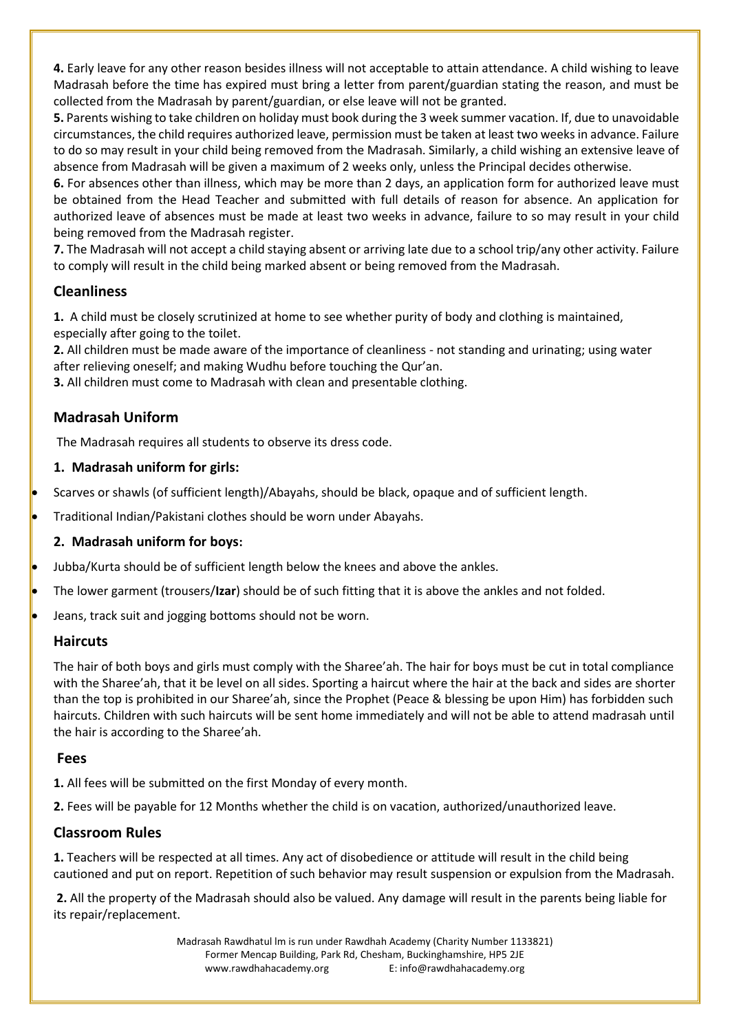**4.** Early leave for any other reason besides illness will not acceptable to attain attendance. A child wishing to leave Madrasah before the time has expired must bring a letter from parent/guardian stating the reason, and must be collected from the Madrasah by parent/guardian, or else leave will not be granted.

**5.** Parents wishing to take children on holiday must book during the 3 week summer vacation. If, due to unavoidable circumstances, the child requires authorized leave, permission must be taken at least two weeks in advance. Failure to do so may result in your child being removed from the Madrasah. Similarly, a child wishing an extensive leave of absence from Madrasah will be given a maximum of 2 weeks only, unless the Principal decides otherwise.

**6.** For absences other than illness, which may be more than 2 days, an application form for authorized leave must be obtained from the Head Teacher and submitted with full details of reason for absence. An application for authorized leave of absences must be made at least two weeks in advance, failure to so may result in your child being removed from the Madrasah register.

**7.** The Madrasah will not accept a child staying absent or arriving late due to a school trip/any other activity. Failure to comply will result in the child being marked absent or being removed from the Madrasah.

## Cleanliness

**1.** A child must be closely scrutinized at home to see whether purity of body and clothing is maintained, especially after going to the toilet.

**2.** All children must be made aware of the importance of cleanliness - not standing and urinating; using water after relieving oneself; and making Wudhu before touching the Qur'an.

**3.** All children must come to Madrasah with clean and presentable clothing.

## Madrasah Uniform

The Madrasah requires all students to observe its dress code.

### 1. Madrasah uniform for girls:

- Scarves or shawls (of sufficient length)/Abayahs, should be black, opaque and of sufficient length.
- Traditional Indian/Pakistani clothes should be worn under Abayahs.

### 2. Madrasah uniform for boys:

- Jubba/Kurta should be of sufficient length below the knees and above the ankles.
- The lower garment (trousers/**Izar**) should be of such fitting that it is above the ankles and not folded.
- Jeans, track suit and jogging bottoms should not be worn.

## Haircuts

The hair of both boys and girls must comply with the Sharee'ah. The hair for boys must be cut in total compliance with the Sharee'ah, that it be level on all sides. Sporting a haircut where the hair at the back and sides are shorter than the top is prohibited in our Sharee'ah, since the Prophet (Peace & blessing be upon Him) has forbidden such haircuts. Children with such haircuts will be sent home immediately and will not be able to attend madrasah until the hair is according to the Sharee'ah.

## Fees

**1.** All fees will be submitted on the first Monday of every month.

**2.** Fees will be payable for 12 Months whether the child is on vacation, authorized/unauthorized leave.

## Classroom Rules

**1.** Teachers will be respected at all times. Any act of disobedience or attitude will result in the child being cautioned and put on report. Repetition of such behavior may result suspension or expulsion from the Madrasah.

**2.** All the property of the Madrasah should also be valued. Any damage will result in the parents being liable for its repair/replacement.

Madrasah Rawdhatul lm is run under Rawdhah Academy (Charity Number 1133821)
Former Mencap Building, Park Rd, Chesham, Buckinghamshire, HP5 2JE
www.rawdhahacademy.org E: info@rawdhahacademy.org